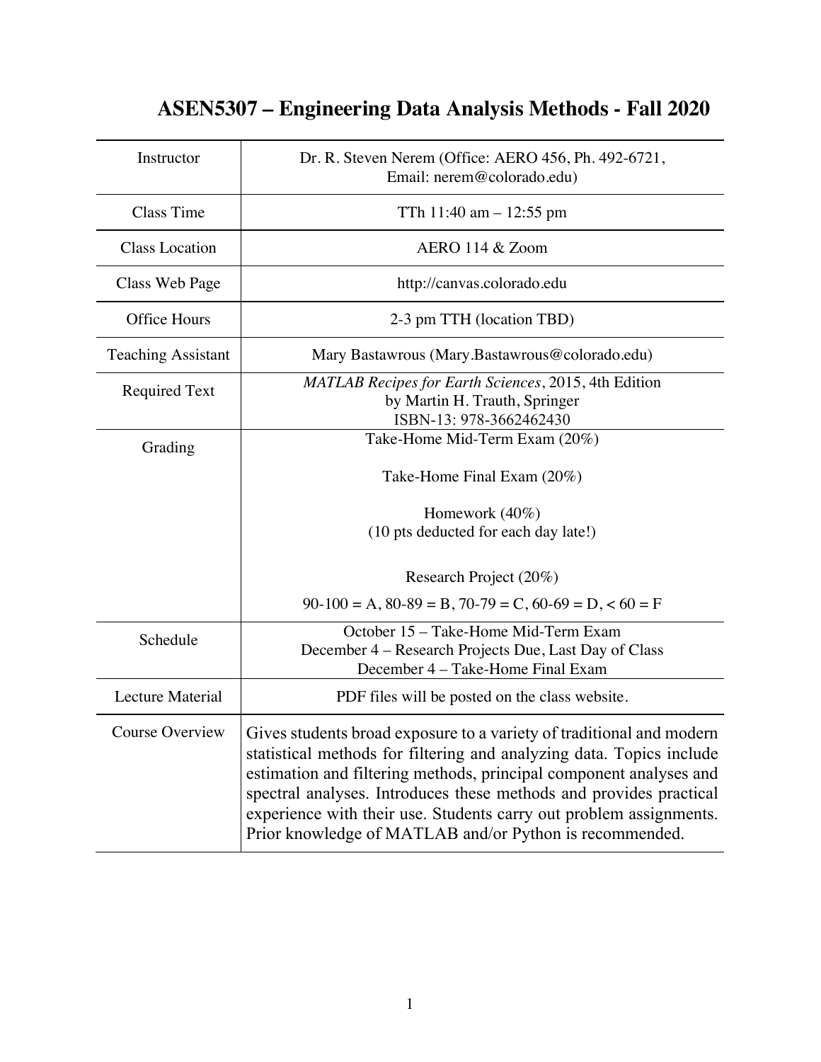# ASEN5307 – Engineering Data Analysis Methods - Fall 2020

| | |
|---|---|
| Instructor | Dr. R. Steven Nerem (Office: AERO 456, Ph. 492-6721, Email: nerem@colorado.edu) |
| Class Time | TTh 11:40 am – 12:55 pm |
| Class Location | AERO 114 & Zoom |
| Class Web Page | http://canvas.colorado.edu |
| Office Hours | 2-3 pm TTH (location TBD) |
| Teaching Assistant | Mary Bastawrous (Mary.Bastawrous@colorado.edu) |
| Required Text | *MATLAB Recipes for Earth Sciences*, 2015, 4th Edition by Martin H. Trauth, Springer ISBN-13: 978-3662462430 |
| Grading | Take-Home Mid-Term Exam (20%)<br><br>Take-Home Final Exam (20%)<br><br>Homework (40%)<br>(10 pts deducted for each day late!)<br><br>Research Project (20%)<br><br>90-100 = A, 80-89 = B, 70-79 = C, 60-69 = D, < 60 = F |
| Schedule | October 15 – Take-Home Mid-Term Exam<br>December 4 – Research Projects Due, Last Day of Class<br>December 4 – Take-Home Final Exam |
| Lecture Material | PDF files will be posted on the class website. |
| Course Overview | Gives students broad exposure to a variety of traditional and modern statistical methods for filtering and analyzing data. Topics include estimation and filtering methods, principal component analyses and spectral analyses. Introduces these methods and provides practical experience with their use. Students carry out problem assignments. Prior knowledge of MATLAB and/or Python is recommended. |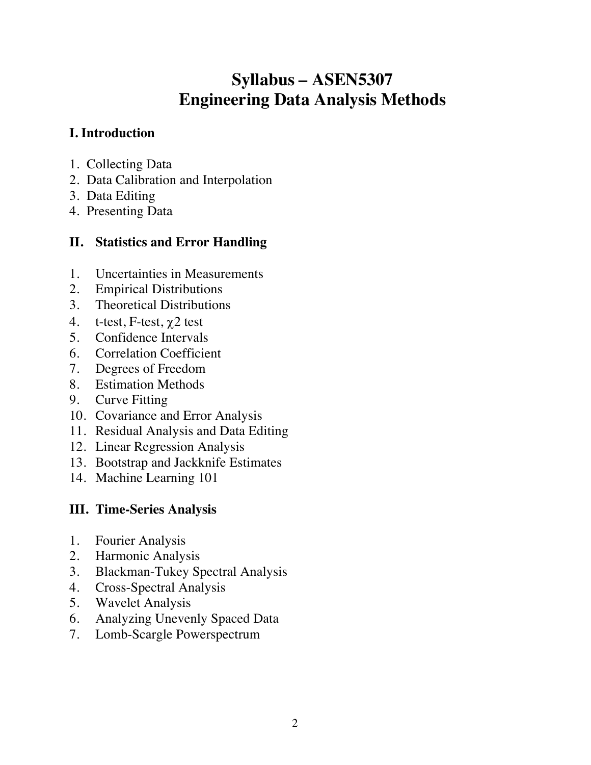# Syllabus – ASEN5307
# Engineering Data Analysis Methods

## I. Introduction

1. Collecting Data
2. Data Calibration and Interpolation
3. Data Editing
4. Presenting Data

## II. Statistics and Error Handling

1. Uncertainties in Measurements
2. Empirical Distributions
3. Theoretical Distributions
4. t-test, F-test, $\chi 2$ test
5. Confidence Intervals
6. Correlation Coefficient
7. Degrees of Freedom
8. Estimation Methods
9. Curve Fitting
10. Covariance and Error Analysis
11. Residual Analysis and Data Editing
12. Linear Regression Analysis
13. Bootstrap and Jackknife Estimates
14. Machine Learning 101

## III. Time-Series Analysis

1. Fourier Analysis
2. Harmonic Analysis
3. Blackman-Tukey Spectral Analysis
4. Cross-Spectral Analysis
5. Wavelet Analysis
6. Analyzing Unevenly Spaced Data
7. Lomb-Scargle Powerspectrum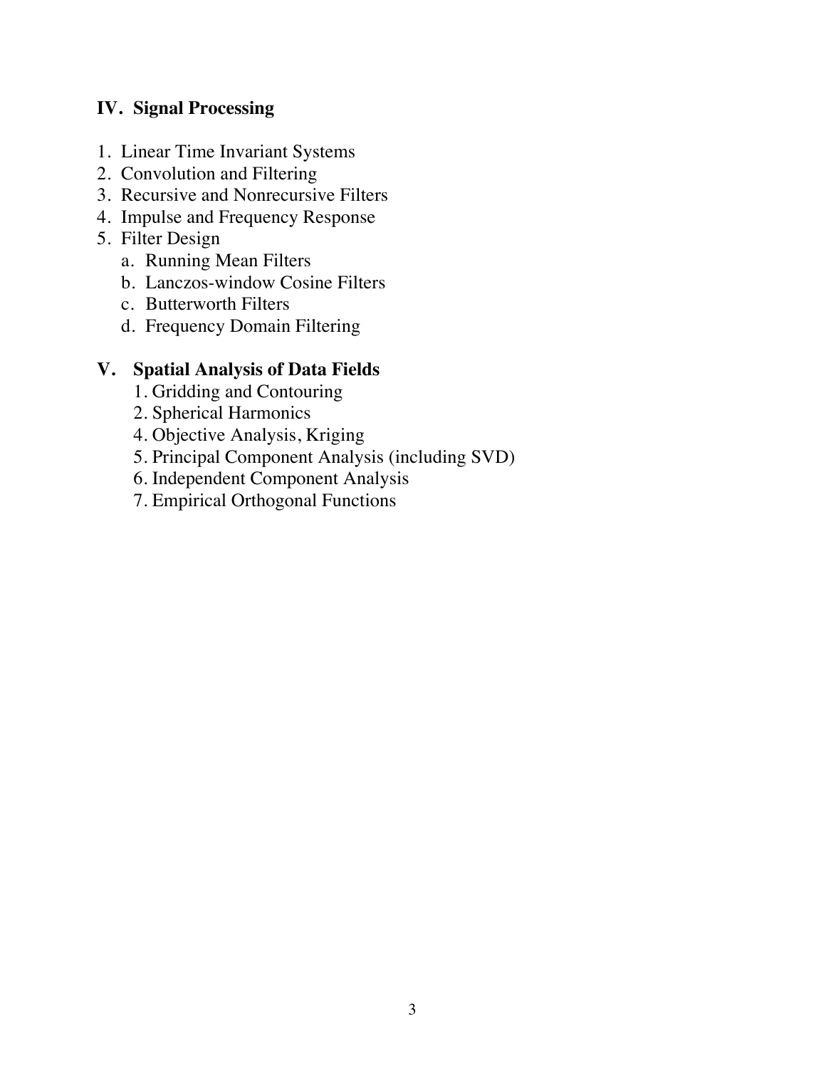**IV. Signal Processing**

1. Linear Time Invariant Systems
2. Convolution and Filtering
3. Recursive and Nonrecursive Filters
4. Impulse and Frequency Response
5. Filter Design
   a. Running Mean Filters
   b. Lanczos-window Cosine Filters
   c. Butterworth Filters
   d. Frequency Domain Filtering

**V. Spatial Analysis of Data Fields**

1. Gridding and Contouring
2. Spherical Harmonics
4. Objective Analysis, Kriging
5. Principal Component Analysis (including SVD)
6. Independent Component Analysis
7. Empirical Orthogonal Functions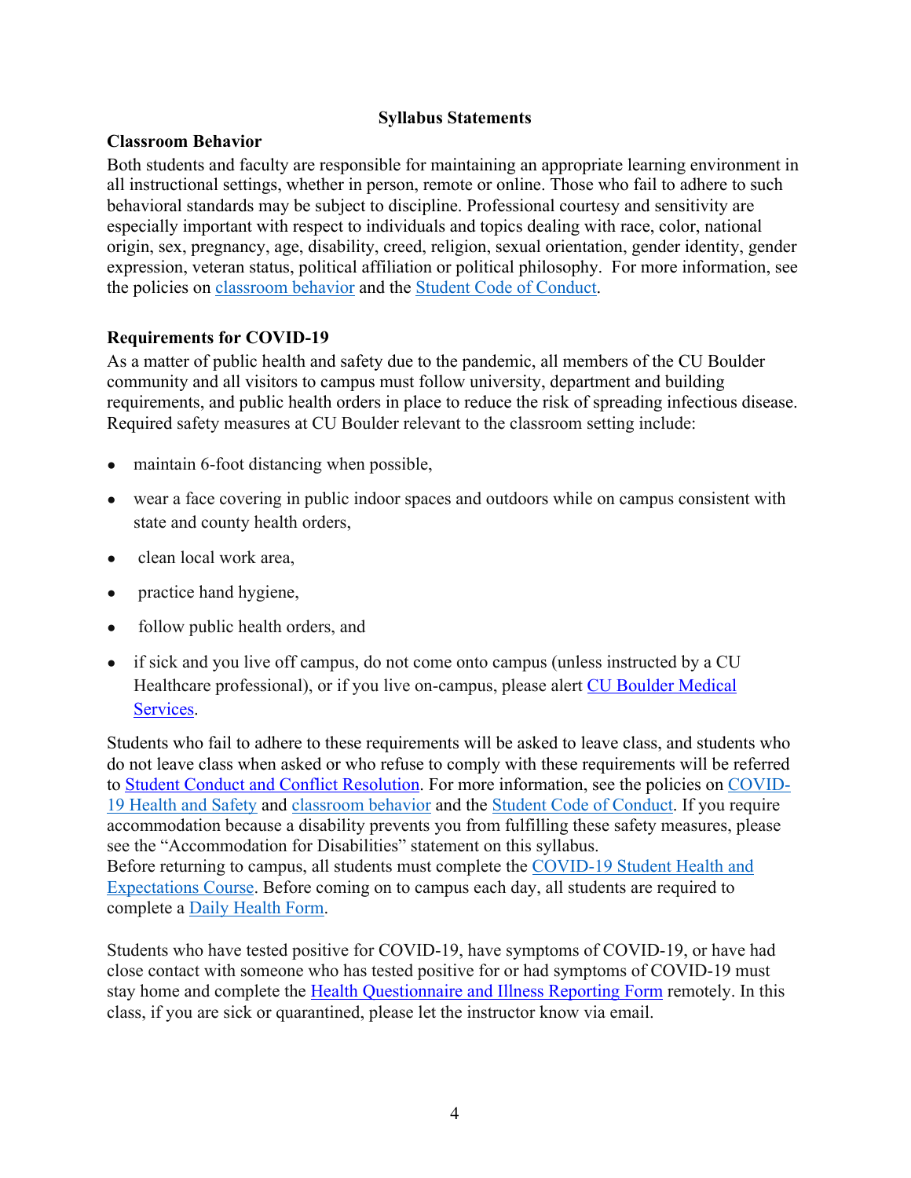## Syllabus Statements

### Classroom Behavior

Both students and faculty are responsible for maintaining an appropriate learning environment in all instructional settings, whether in person, remote or online. Those who fail to adhere to such behavioral standards may be subject to discipline. Professional courtesy and sensitivity are especially important with respect to individuals and topics dealing with race, color, national origin, sex, pregnancy, age, disability, creed, religion, sexual orientation, gender identity, gender expression, veteran status, political affiliation or political philosophy. For more information, see the policies on classroom behavior and the Student Code of Conduct.

### Requirements for COVID-19

As a matter of public health and safety due to the pandemic, all members of the CU Boulder community and all visitors to campus must follow university, department and building requirements, and public health orders in place to reduce the risk of spreading infectious disease. Required safety measures at CU Boulder relevant to the classroom setting include:

- maintain 6-foot distancing when possible,
- wear a face covering in public indoor spaces and outdoors while on campus consistent with state and county health orders,
- clean local work area,
- practice hand hygiene,
- follow public health orders, and
- if sick and you live off campus, do not come onto campus (unless instructed by a CU Healthcare professional), or if you live on-campus, please alert CU Boulder Medical Services.

Students who fail to adhere to these requirements will be asked to leave class, and students who do not leave class when asked or who refuse to comply with these requirements will be referred to Student Conduct and Conflict Resolution. For more information, see the policies on COVID-19 Health and Safety and classroom behavior and the Student Code of Conduct. If you require accommodation because a disability prevents you from fulfilling these safety measures, please see the "Accommodation for Disabilities" statement on this syllabus.
Before returning to campus, all students must complete the COVID-19 Student Health and Expectations Course. Before coming on to campus each day, all students are required to complete a Daily Health Form.

Students who have tested positive for COVID-19, have symptoms of COVID-19, or have had close contact with someone who has tested positive for or had symptoms of COVID-19 must stay home and complete the Health Questionnaire and Illness Reporting Form remotely. In this class, if you are sick or quarantined, please let the instructor know via email.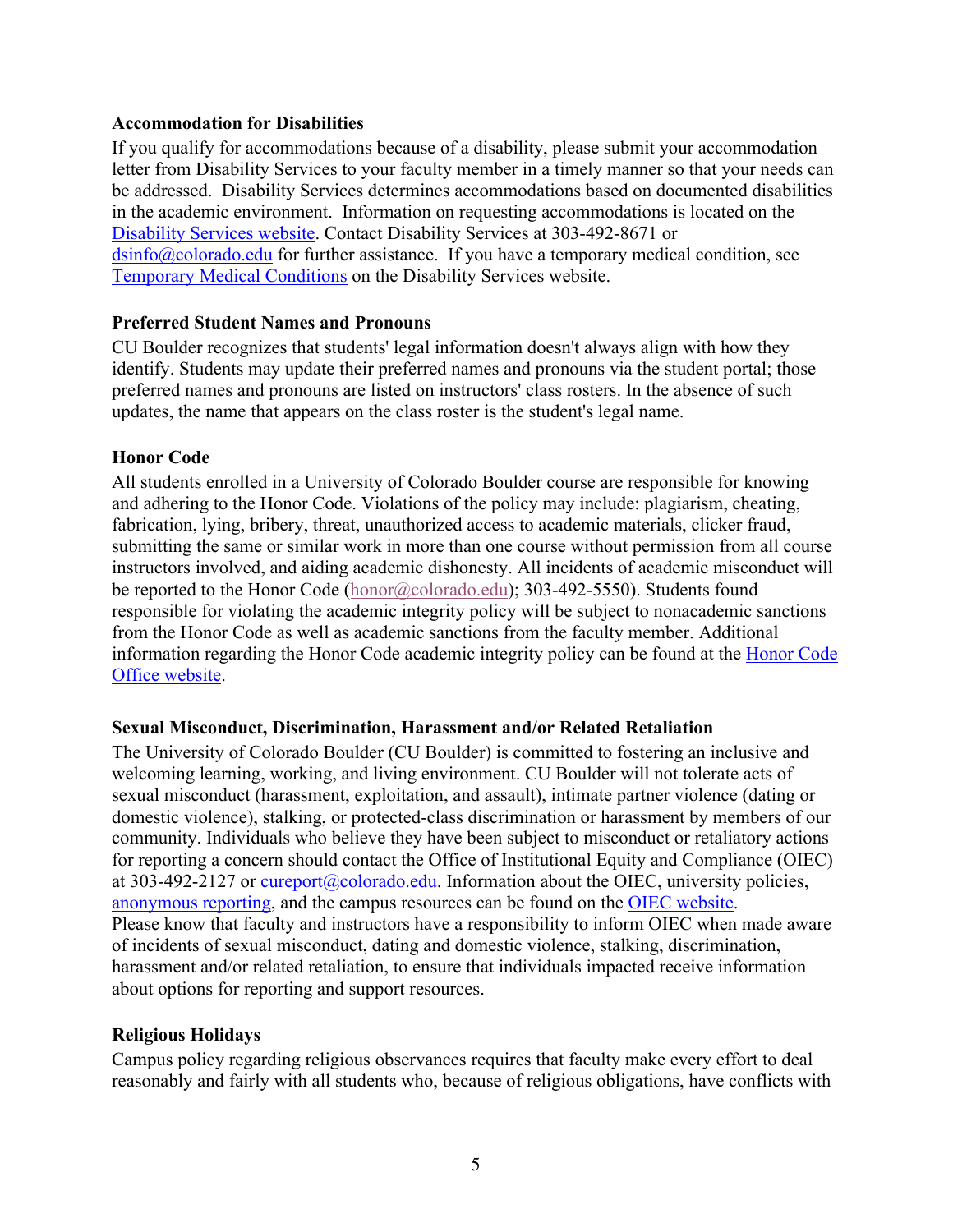**Accommodation for Disabilities**

If you qualify for accommodations because of a disability, please submit your accommodation letter from Disability Services to your faculty member in a timely manner so that your needs can be addressed. Disability Services determines accommodations based on documented disabilities in the academic environment. Information on requesting accommodations is located on the Disability Services website. Contact Disability Services at 303-492-8671 or dsinfo@colorado.edu for further assistance. If you have a temporary medical condition, see Temporary Medical Conditions on the Disability Services website.

**Preferred Student Names and Pronouns**

CU Boulder recognizes that students' legal information doesn't always align with how they identify. Students may update their preferred names and pronouns via the student portal; those preferred names and pronouns are listed on instructors' class rosters. In the absence of such updates, the name that appears on the class roster is the student's legal name.

**Honor Code**

All students enrolled in a University of Colorado Boulder course are responsible for knowing and adhering to the Honor Code. Violations of the policy may include: plagiarism, cheating, fabrication, lying, bribery, threat, unauthorized access to academic materials, clicker fraud, submitting the same or similar work in more than one course without permission from all course instructors involved, and aiding academic dishonesty. All incidents of academic misconduct will be reported to the Honor Code (honor@colorado.edu); 303-492-5550). Students found responsible for violating the academic integrity policy will be subject to nonacademic sanctions from the Honor Code as well as academic sanctions from the faculty member. Additional information regarding the Honor Code academic integrity policy can be found at the Honor Code Office website.

**Sexual Misconduct, Discrimination, Harassment and/or Related Retaliation**

The University of Colorado Boulder (CU Boulder) is committed to fostering an inclusive and welcoming learning, working, and living environment. CU Boulder will not tolerate acts of sexual misconduct (harassment, exploitation, and assault), intimate partner violence (dating or domestic violence), stalking, or protected-class discrimination or harassment by members of our community. Individuals who believe they have been subject to misconduct or retaliatory actions for reporting a concern should contact the Office of Institutional Equity and Compliance (OIEC) at 303-492-2127 or cureport@colorado.edu. Information about the OIEC, university policies, anonymous reporting, and the campus resources can be found on the OIEC website. Please know that faculty and instructors have a responsibility to inform OIEC when made aware of incidents of sexual misconduct, dating and domestic violence, stalking, discrimination, harassment and/or related retaliation, to ensure that individuals impacted receive information about options for reporting and support resources.

**Religious Holidays**

Campus policy regarding religious observances requires that faculty make every effort to deal reasonably and fairly with all students who, because of religious obligations, have conflicts with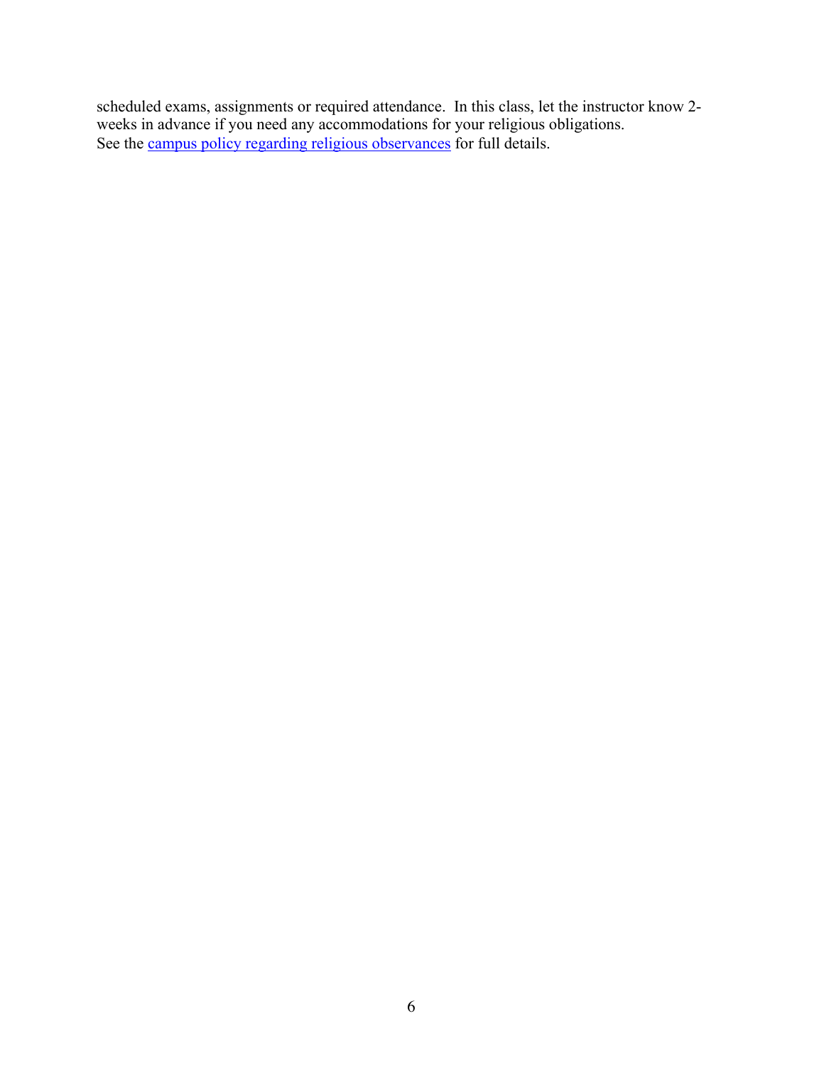scheduled exams, assignments or required attendance. In this class, let the instructor know 2-weeks in advance if you need any accommodations for your religious obligations. See the campus policy regarding religious observances for full details.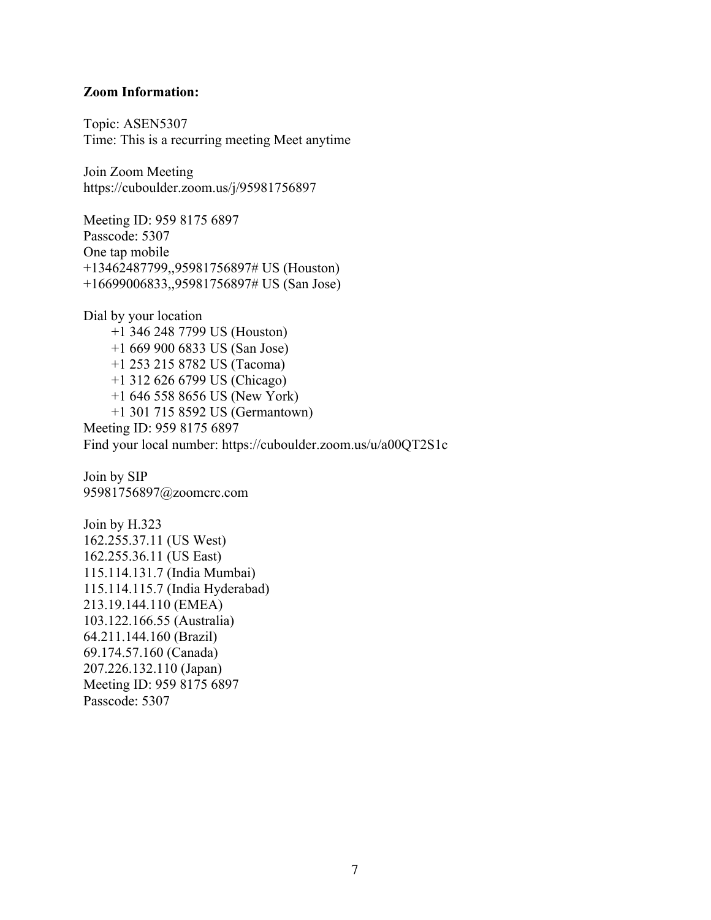**Zoom Information:**

Topic: ASEN5307
Time: This is a recurring meeting Meet anytime

Join Zoom Meeting
https://cuboulder.zoom.us/j/95981756897

Meeting ID: 959 8175 6897
Passcode: 5307
One tap mobile
+13462487799,,95981756897# US (Houston)
+16699006833,,95981756897# US (San Jose)

Dial by your location
+1 346 248 7799 US (Houston)
+1 669 900 6833 US (San Jose)
+1 253 215 8782 US (Tacoma)
+1 312 626 6799 US (Chicago)
+1 646 558 8656 US (New York)
+1 301 715 8592 US (Germantown)
Meeting ID: 959 8175 6897
Find your local number: https://cuboulder.zoom.us/u/a00QT2S1c

Join by SIP
95981756897@zoomcrc.com

Join by H.323
162.255.37.11 (US West)
162.255.36.11 (US East)
115.114.131.7 (India Mumbai)
115.114.115.7 (India Hyderabad)
213.19.144.110 (EMEA)
103.122.166.55 (Australia)
64.211.144.160 (Brazil)
69.174.57.160 (Canada)
207.226.132.110 (Japan)
Meeting ID: 959 8175 6897
Passcode: 5307